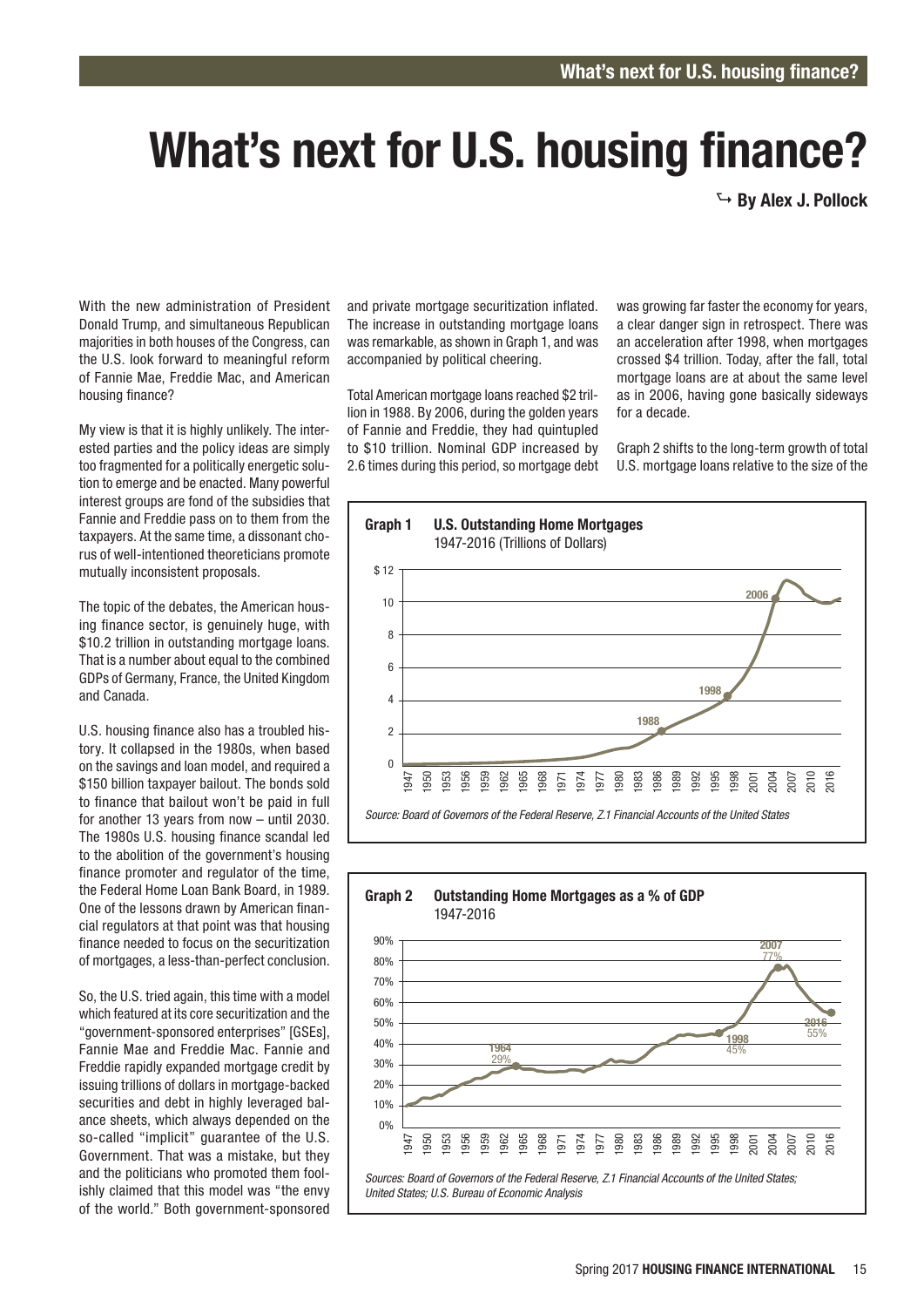# What's next for U.S. housing finance?

**By Alex J. Pollock**

With the new administration of President Donald Trump, and simultaneous Republican majorities in both houses of the Congress, can the U.S. look forward to meaningful reform of Fannie Mae, Freddie Mac, and American housing finance?

My view is that it is highly unlikely. The interested parties and the policy ideas are simply too fragmented for a politically energetic solution to emerge and be enacted. Many powerful interest groups are fond of the subsidies that Fannie and Freddie pass on to them from the taxpayers. At the same time, a dissonant chorus of well-intentioned theoreticians promote mutually inconsistent proposals.

The topic of the debates, the American housing finance sector, is genuinely huge, with $10.2 trillion in outstanding mortgage loans. That is a number about equal to the combined GDPs of Germany, France, the United Kingdom and Canada.

U.S. housing finance also has a troubled history. It collapsed in the 1980s, when based on the savings and loan model, and required a $150 billion taxpayer bailout. The bonds sold to finance that bailout won't be paid in full for another 13 years from now – until 2030. The 1980s U.S. housing finance scandal led to the abolition of the government's housing finance promoter and regulator of the time, the Federal Home Loan Bank Board, in 1989. One of the lessons drawn by American financial regulators at that point was that housing finance needed to focus on the securitization of mortgages, a less-than-perfect conclusion.

So, the U.S. tried again, this time with a model which featured at its core securitization and the "government-sponsored enterprises" [GSEs], Fannie Mae and Freddie Mac. Fannie and Freddie rapidly expanded mortgage credit by issuing trillions of dollars in mortgage-backed securities and debt in highly leveraged balance sheets, which always depended on the so-called "implicit" guarantee of the U.S. Government. That was a mistake, but they and the politicians who promoted them foolishly claimed that this model was "the envy of the world." Both government-sponsored and private mortgage securitization inflated. The increase in outstanding mortgage loans was remarkable, as shown in Graph 1, and was accompanied by political cheering.

Total American mortgage loans reached $2 trillion in 1988. By 2006, during the golden years of Fannie and Freddie, they had quintupled to $10 trillion. Nominal GDP increased by 2.6 times during this period, so mortgage debt was growing far faster the economy for years, a clear danger sign in retrospect. There was an acceleration after 1998, when mortgages crossed $4 trillion. Today, after the fall, total mortgage loans are at about the same level as in 2006, having gone basically sideways for a decade.

Graph 2 shifts to the long-term growth of total U.S. mortgage loans relative to the size of the

**Graph 1 U.S. Outstanding Home Mortgages**
1947-2016 (Trillions of Dollars)

*Source: Board of Governors of the Federal Reserve, Z.1 Financial Accounts of the United States*

**Graph 2 Outstanding Home Mortgages as a % of GDP**
1947-2016

*Sources: Board of Governors of the Federal Reserve, Z.1 Financial Accounts of the United States; United States; U.S. Bureau of Economic Analysis*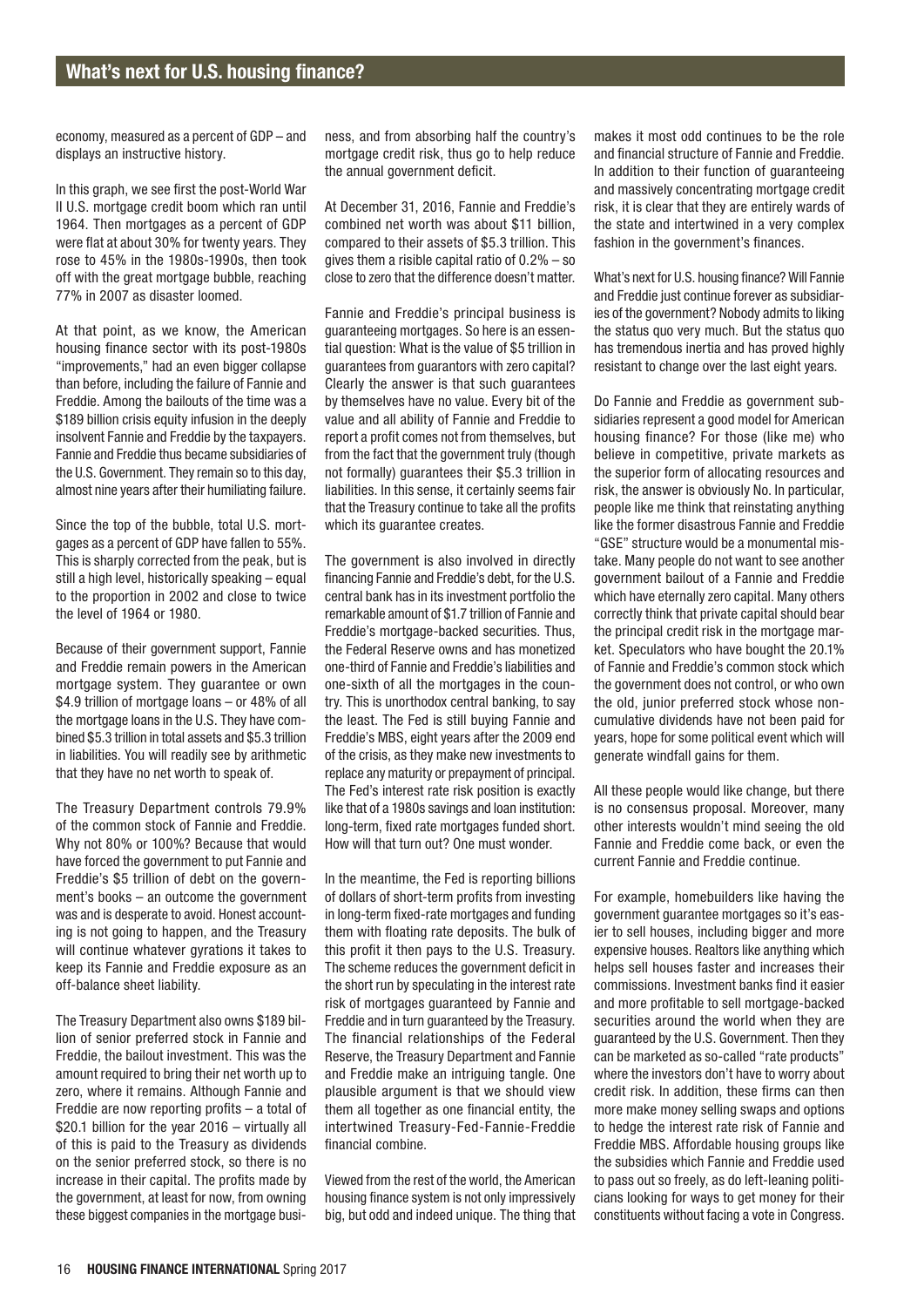economy, measured as a percent of GDP – and displays an instructive history.

In this graph, we see first the post-World War II U.S. mortgage credit boom which ran until 1964. Then mortgages as a percent of GDP were flat at about 30% for twenty years. They rose to 45% in the 1980s-1990s, then took off with the great mortgage bubble, reaching 77% in 2007 as disaster loomed.

At that point, as we know, the American housing finance sector with its post-1980s "improvements," had an even bigger collapse than before, including the failure of Fannie and Freddie. Among the bailouts of the time was a $189 billion crisis equity infusion in the deeply insolvent Fannie and Freddie by the taxpayers. Fannie and Freddie thus became subsidiaries of the U.S. Government. They remain so to this day, almost nine years after their humiliating failure.

Since the top of the bubble, total U.S. mortgages as a percent of GDP have fallen to 55%. This is sharply corrected from the peak, but is still a high level, historically speaking – equal to the proportion in 2002 and close to twice the level of 1964 or 1980.

Because of their government support, Fannie and Freddie remain powers in the American mortgage system. They guarantee or own $4.9 trillion of mortgage loans – or 48% of all the mortgage loans in the U.S. They have combined $5.3 trillion in total assets and $5.3 trillion in liabilities. You will readily see by arithmetic that they have no net worth to speak of.

The Treasury Department controls 79.9% of the common stock of Fannie and Freddie. Why not 80% or 100%? Because that would have forced the government to put Fannie and Freddie's $5 trillion of debt on the government's books – an outcome the government was and is desperate to avoid. Honest accounting is not going to happen, and the Treasury will continue whatever gyrations it takes to keep its Fannie and Freddie exposure as an off-balance sheet liability.

The Treasury Department also owns $189 billion of senior preferred stock in Fannie and Freddie, the bailout investment. This was the amount required to bring their net worth up to zero, where it remains. Although Fannie and Freddie are now reporting profits – a total of $20.1 billion for the year 2016 – virtually all of this is paid to the Treasury as dividends on the senior preferred stock, so there is no increase in their capital. The profits made by the government, at least for now, from owning these biggest companies in the mortgage business, and from absorbing half the country's mortgage credit risk, thus go to help reduce the annual government deficit.

At December 31, 2016, Fannie and Freddie's combined net worth was about $11 billion, compared to their assets of $5.3 trillion. This gives them a risible capital ratio of 0.2% – so close to zero that the difference doesn't matter.

Fannie and Freddie's principal business is guaranteeing mortgages. So here is an essential question: What is the value of $5 trillion in guarantees from guarantors with zero capital? Clearly the answer is that such guarantees by themselves have no value. Every bit of the value and all ability of Fannie and Freddie to report a profit comes not from themselves, but from the fact that the government truly (though not formally) guarantees their $5.3 trillion in liabilities. In this sense, it certainly seems fair that the Treasury continue to take all the profits which its guarantee creates.

The government is also involved in directly financing Fannie and Freddie's debt, for the U.S. central bank has in its investment portfolio the remarkable amount of $1.7 trillion of Fannie and Freddie's mortgage-backed securities. Thus, the Federal Reserve owns and has monetized one-third of Fannie and Freddie's liabilities and one-sixth of all the mortgages in the country. This is unorthodox central banking, to say the least. The Fed is still buying Fannie and Freddie's MBS, eight years after the 2009 end of the crisis, as they make new investments to replace any maturity or prepayment of principal. The Fed's interest rate risk position is exactly like that of a 1980s savings and loan institution: long-term, fixed rate mortgages funded short. How will that turn out? One must wonder.

In the meantime, the Fed is reporting billions of dollars of short-term profits from investing in long-term fixed-rate mortgages and funding them with floating rate deposits. The bulk of this profit it then pays to the U.S. Treasury. The scheme reduces the government deficit in the short run by speculating in the interest rate risk of mortgages guaranteed by Fannie and Freddie and in turn guaranteed by the Treasury. The financial relationships of the Federal Reserve, the Treasury Department and Fannie and Freddie make an intriguing tangle. One plausible argument is that we should view them all together as one financial entity, the intertwined Treasury-Fed-Fannie-Freddie financial combine.

Viewed from the rest of the world, the American housing finance system is not only impressively big, but odd and indeed unique. The thing that makes it most odd continues to be the role and financial structure of Fannie and Freddie. In addition to their function of guaranteeing and massively concentrating mortgage credit risk, it is clear that they are entirely wards of the state and intertwined in a very complex fashion in the government's finances.

What's next for U.S. housing finance? Will Fannie and Freddie just continue forever as subsidiaries of the government? Nobody admits to liking the status quo very much. But the status quo has tremendous inertia and has proved highly resistant to change over the last eight years.

Do Fannie and Freddie as government subsidiaries represent a good model for American housing finance? For those (like me) who believe in competitive, private markets as the superior form of allocating resources and risk, the answer is obviously No. In particular, people like me think that reinstating anything like the former disastrous Fannie and Freddie "GSE" structure would be a monumental mistake. Many people do not want to see another government bailout of a Fannie and Freddie which have eternally zero capital. Many others correctly think that private capital should bear the principal credit risk in the mortgage market. Speculators who have bought the 20.1% of Fannie and Freddie's common stock which the government does not control, or who own the old, junior preferred stock whose non-cumulative dividends have not been paid for years, hope for some political event which will generate windfall gains for them.

All these people would like change, but there is no consensus proposal. Moreover, many other interests wouldn't mind seeing the old Fannie and Freddie come back, or even the current Fannie and Freddie continue.

For example, homebuilders like having the government guarantee mortgages so it's easier to sell houses, including bigger and more expensive houses. Realtors like anything which helps sell houses faster and increases their commissions. Investment banks find it easier and more profitable to sell mortgage-backed securities around the world when they are guaranteed by the U.S. Government. Then they can be marketed as so-called "rate products" where the investors don't have to worry about credit risk. In addition, these firms can then more make money selling swaps and options to hedge the interest rate risk of Fannie and Freddie MBS. Affordable housing groups like the subsidies which Fannie and Freddie used to pass out so freely, as do left-leaning politicians looking for ways to get money for their constituents without facing a vote in Congress.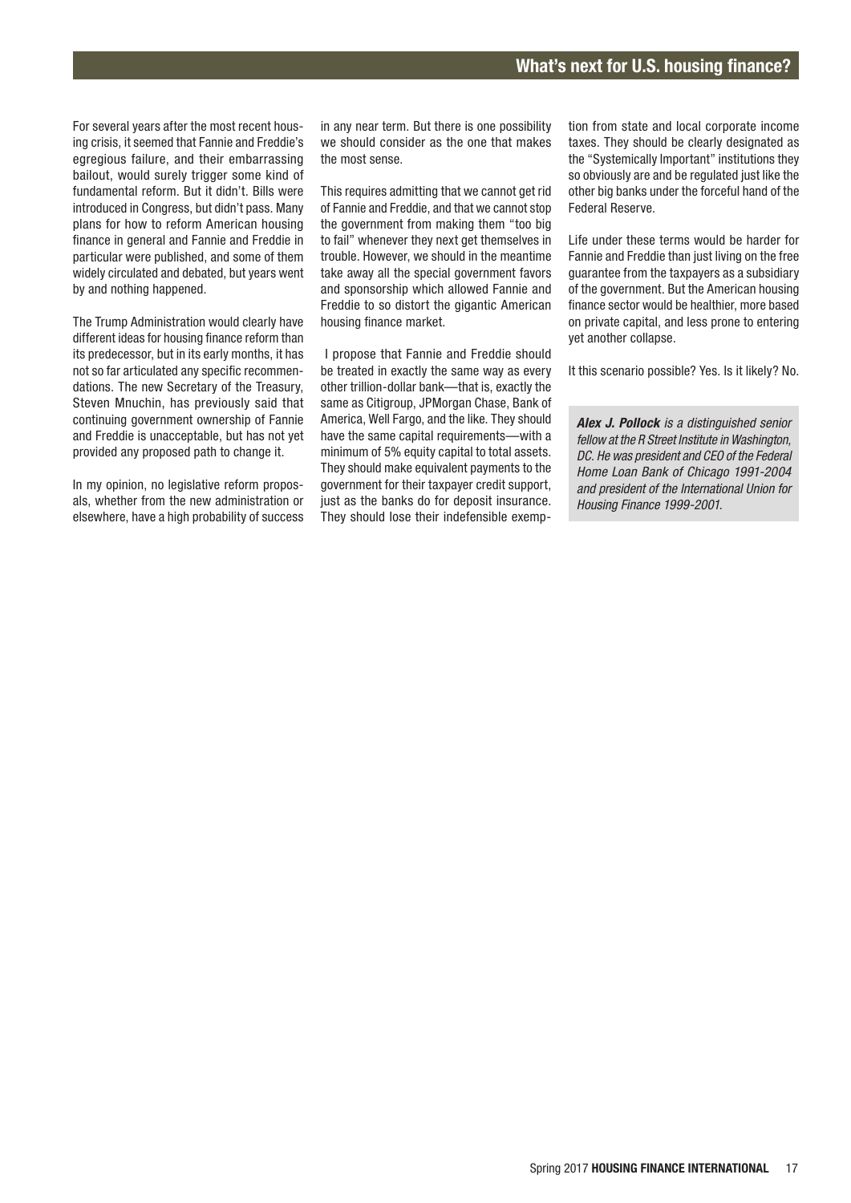For several years after the most recent housing crisis, it seemed that Fannie and Freddie's egregious failure, and their embarrassing bailout, would surely trigger some kind of fundamental reform. But it didn't. Bills were introduced in Congress, but didn't pass. Many plans for how to reform American housing finance in general and Fannie and Freddie in particular were published, and some of them widely circulated and debated, but years went by and nothing happened.

The Trump Administration would clearly have different ideas for housing finance reform than its predecessor, but in its early months, it has not so far articulated any specific recommendations. The new Secretary of the Treasury, Steven Mnuchin, has previously said that continuing government ownership of Fannie and Freddie is unacceptable, but has not yet provided any proposed path to change it.

In my opinion, no legislative reform proposals, whether from the new administration or elsewhere, have a high probability of success in any near term. But there is one possibility we should consider as the one that makes the most sense.

This requires admitting that we cannot get rid of Fannie and Freddie, and that we cannot stop the government from making them "too big to fail" whenever they next get themselves in trouble. However, we should in the meantime take away all the special government favors and sponsorship which allowed Fannie and Freddie to so distort the gigantic American housing finance market.

I propose that Fannie and Freddie should be treated in exactly the same way as every other trillion-dollar bank—that is, exactly the same as Citigroup, JPMorgan Chase, Bank of America, Well Fargo, and the like. They should have the same capital requirements—with a minimum of 5% equity capital to total assets. They should make equivalent payments to the government for their taxpayer credit support, just as the banks do for deposit insurance. They should lose their indefensible exemption from state and local corporate income taxes. They should be clearly designated as the "Systemically Important" institutions they so obviously are and be regulated just like the other big banks under the forceful hand of the Federal Reserve.

Life under these terms would be harder for Fannie and Freddie than just living on the free guarantee from the taxpayers as a subsidiary of the government. But the American housing finance sector would be healthier, more based on private capital, and less prone to entering yet another collapse.

It this scenario possible? Yes. Is it likely? No.

***Alex J. Pollock*** *is a distinguished senior fellow at the R Street Institute in Washington, DC. He was president and CEO of the Federal Home Loan Bank of Chicago 1991-2004 and president of the International Union for Housing Finance 1999-2001.*